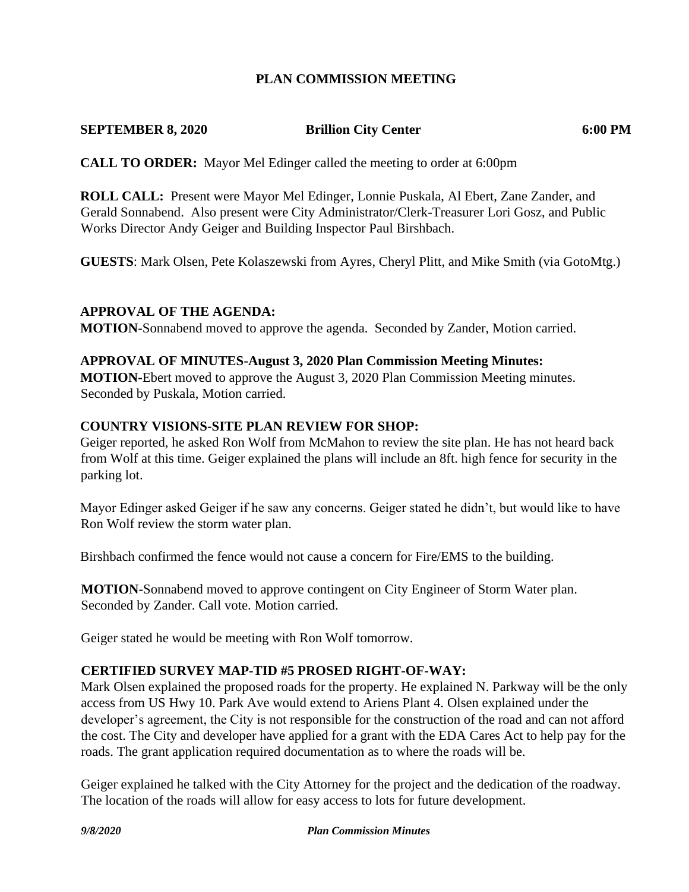# PLAN COMMISSION MEETING

**SEPTEMBER 8, 2020** **Brillion City Center** **6:00 PM**

**CALL TO ORDER:** Mayor Mel Edinger called the meeting to order at 6:00pm

**ROLL CALL:** Present were Mayor Mel Edinger, Lonnie Puskala, Al Ebert, Zane Zander, and Gerald Sonnabend. Also present were City Administrator/Clerk-Treasurer Lori Gosz, and Public Works Director Andy Geiger and Building Inspector Paul Birshbach.

**GUESTS**: Mark Olsen, Pete Kolaszewski from Ayres, Cheryl Plitt, and Mike Smith (via GotoMtg.)

**APPROVAL OF THE AGENDA:**
**MOTION-**Sonnabend moved to approve the agenda. Seconded by Zander, Motion carried.

**APPROVAL OF MINUTES-August 3, 2020 Plan Commission Meeting Minutes:**
**MOTION-**Ebert moved to approve the August 3, 2020 Plan Commission Meeting minutes. Seconded by Puskala, Motion carried.

**COUNTRY VISIONS-SITE PLAN REVIEW FOR SHOP:**
Geiger reported, he asked Ron Wolf from McMahon to review the site plan. He has not heard back from Wolf at this time. Geiger explained the plans will include an 8ft. high fence for security in the parking lot.

Mayor Edinger asked Geiger if he saw any concerns. Geiger stated he didn't, but would like to have Ron Wolf review the storm water plan.

Birshbach confirmed the fence would not cause a concern for Fire/EMS to the building.

**MOTION-**Sonnabend moved to approve contingent on City Engineer of Storm Water plan. Seconded by Zander. Call vote. Motion carried.

Geiger stated he would be meeting with Ron Wolf tomorrow.

**CERTIFIED SURVEY MAP-TID #5 PROSED RIGHT-OF-WAY:**
Mark Olsen explained the proposed roads for the property. He explained N. Parkway will be the only access from US Hwy 10. Park Ave would extend to Ariens Plant 4. Olsen explained under the developer's agreement, the City is not responsible for the construction of the road and can not afford the cost. The City and developer have applied for a grant with the EDA Cares Act to help pay for the roads. The grant application required documentation as to where the roads will be.

Geiger explained he talked with the City Attorney for the project and the dedication of the roadway. The location of the roads will allow for easy access to lots for future development.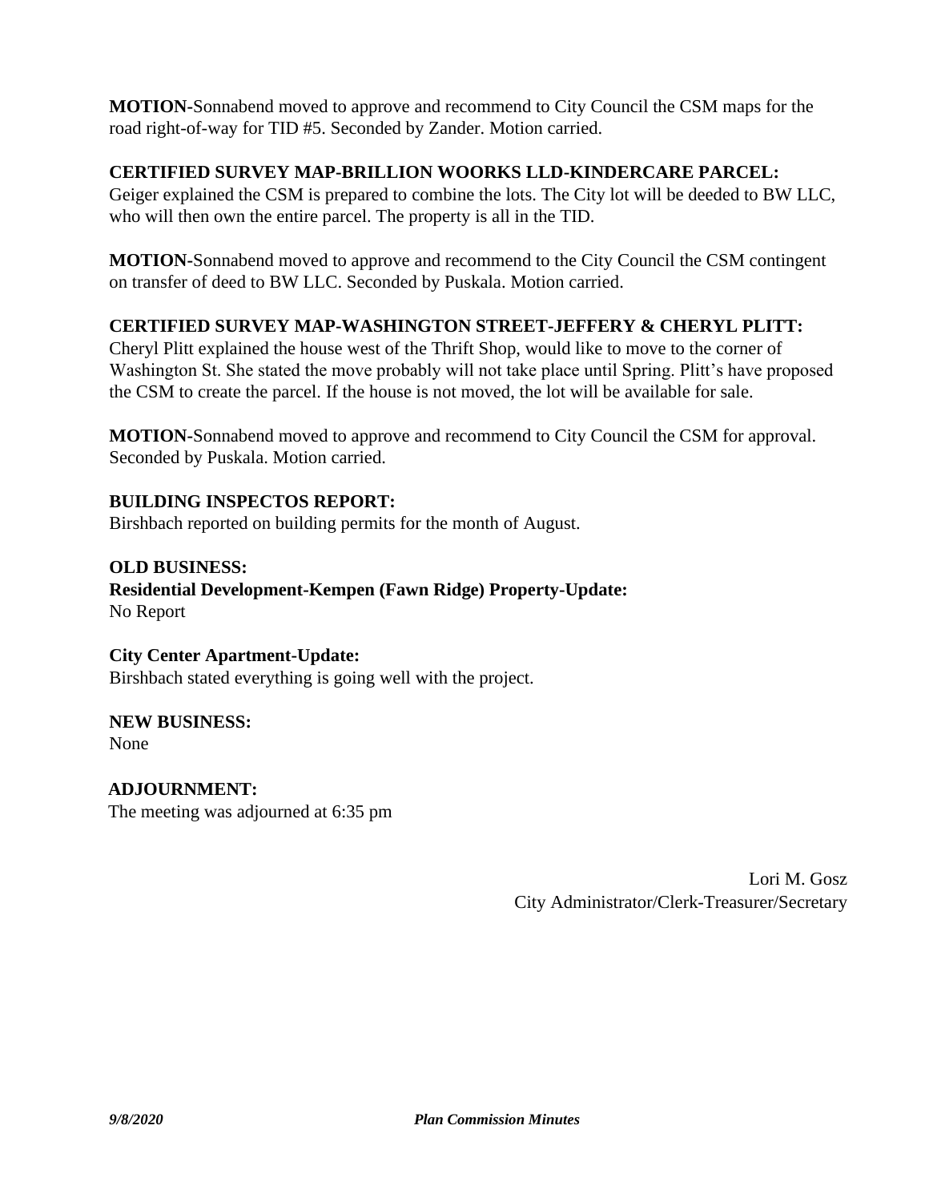**MOTION**-Sonnabend moved to approve and recommend to City Council the CSM maps for the road right-of-way for TID #5. Seconded by Zander. Motion carried.

**CERTIFIED SURVEY MAP-BRILLION WOORKS LLD-KINDERCARE PARCEL:**
Geiger explained the CSM is prepared to combine the lots. The City lot will be deeded to BW LLC, who will then own the entire parcel. The property is all in the TID.

**MOTION**-Sonnabend moved to approve and recommend to the City Council the CSM contingent on transfer of deed to BW LLC. Seconded by Puskala. Motion carried.

**CERTIFIED SURVEY MAP-WASHINGTON STREET-JEFFERY & CHERYL PLITT:**
Cheryl Plitt explained the house west of the Thrift Shop, would like to move to the corner of Washington St. She stated the move probably will not take place until Spring. Plitt's have proposed the CSM to create the parcel. If the house is not moved, the lot will be available for sale.

**MOTION**-Sonnabend moved to approve and recommend to City Council the CSM for approval. Seconded by Puskala. Motion carried.

**BUILDING INSPECTOS REPORT:**
Birshbach reported on building permits for the month of August.

**OLD BUSINESS:**
**Residential Development-Kempen (Fawn Ridge) Property-Update:**
No Report

**City Center Apartment-Update:**
Birshbach stated everything is going well with the project.

**NEW BUSINESS:**
None

**ADJOURNMENT:**
The meeting was adjourned at 6:35 pm

Lori M. Gosz
City Administrator/Clerk-Treasurer/Secretary